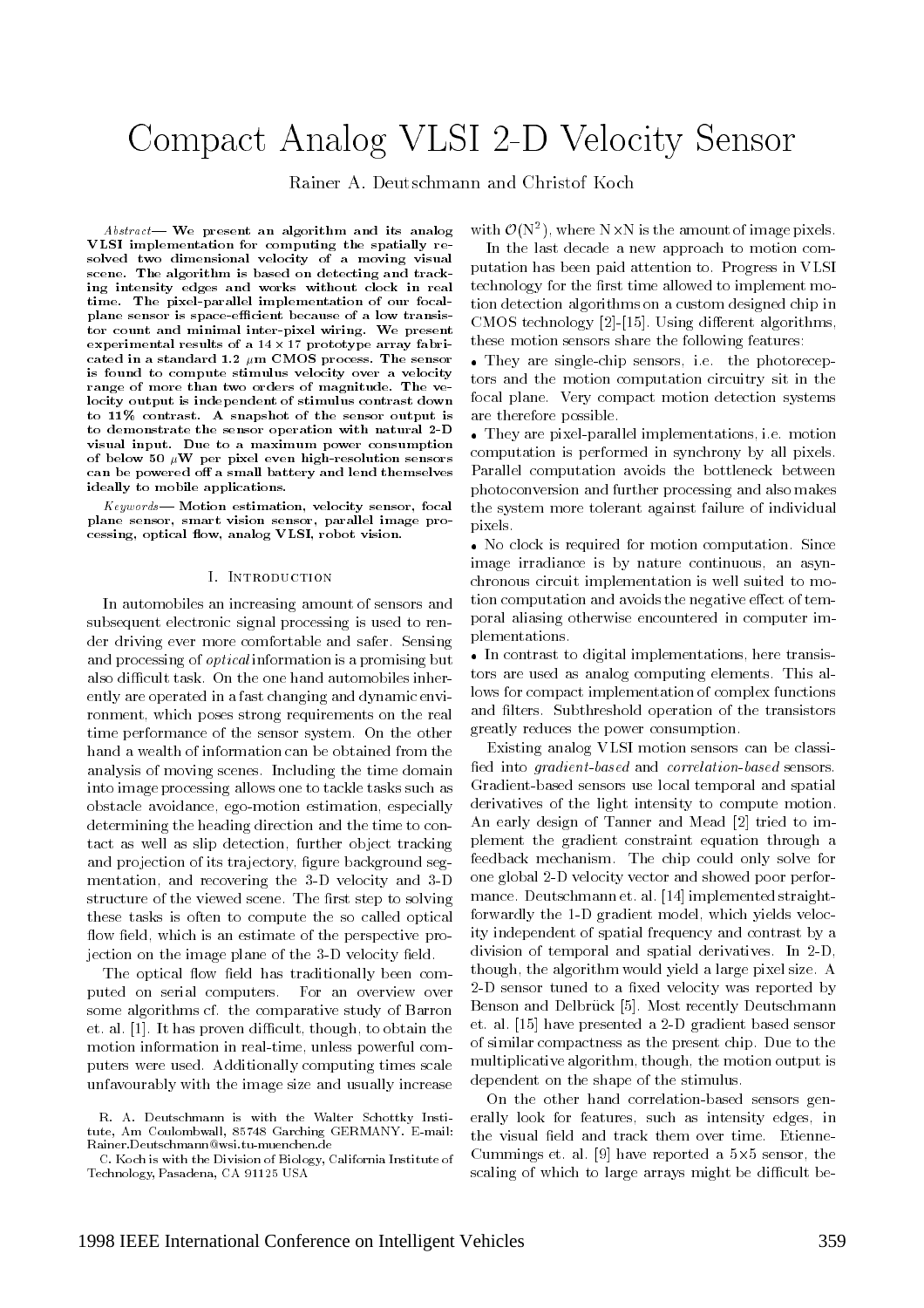# Compact Analog VLSI 2-D Velocity Sensor

Rainer A. Deutschmann and Christof Koch

*Abstract*— **We present an algorithm and its analog VLSI implementation for computing the spatially resolved two dimensional velocity of a moving visual scene. The algorithm is based on detecting and tracking intensity edges and works without clock in real time. The pixel-parallel implementation of our focal-plane sensor is space-efficient because of a low transistor count and minimal inter-pixel wiring. We present experimental results of a $14 \times 17$ prototype array fabricated in a standard 1.2 $\mu$m CMOS process. The sensor is found to compute stimulus velocity over a velocity range of more than two orders of magnitude. The velocity output is independent of stimulus contrast down to 11% contrast. A snapshot of the sensor output is to demonstrate the sensor operation with natural 2-D visual input. Due to a maximum power consumption of below 50 $\mu$W per pixel even high-resolution sensors can be powered off a small battery and lend themselves ideally to mobile applications.**

*Keywords*— **Motion estimation, velocity sensor, focal plane sensor, smart vision sensor, parallel image processing, optical flow, analog VLSI, robot vision.**

## I. Introduction

In automobiles an increasing amount of sensors and subsequent electronic signal processing is used to render driving ever more comfortable and safer. Sensing and processing of *optical* information is a promising but also difficult task. On the one hand automobiles inherently are operated in a fast changing and dynamic environment, which poses strong requirements on the real time performance of the sensor system. On the other hand a wealth of information can be obtained from the analysis of moving scenes. Including the time domain into image processing allows one to tackle tasks such as obstacle avoidance, ego-motion estimation, especially determining the heading direction and the time to contact as well as slip detection, further object tracking and projection of its trajectory, figure background segmentation, and recovering the 3-D velocity and 3-D structure of the viewed scene. The first step to solving these tasks is often to compute the so called optical flow field, which is an estimate of the perspective projection on the image plane of the 3-D velocity field.

The optical flow field has traditionally been computed on serial computers. For an overview over some algorithms cf. the comparative study of Barron et. al. [1]. It has proven difficult, though, to obtain the motion information in real-time, unless powerful computers were used. Additionally computing times scale unfavourably with the image size and usually increase with $\mathcal{O}(\mathrm{N}^2)$, where $\mathrm{N}\times\mathrm{N}$ is the amount of image pixels.

In the last decade a new approach to motion computation has been paid attention to. Progress in VLSI technology for the first time allowed to implement motion detection algorithms on a custom designed chip in CMOS technology [2]-[15]. Using different algorithms, these motion sensors share the following features:

- They are single-chip sensors, i.e. the photoreceptors and the motion computation circuitry sit in the focal plane. Very compact motion detection systems are therefore possible.
- They are pixel-parallel implementations, i.e. motion computation is performed in synchrony by all pixels. Parallel computation avoids the bottleneck between photoconversion and further processing and also makes the system more tolerant against failure of individual pixels.
- No clock is required for motion computation. Since image irradiance is by nature continuous, an asynchronous circuit implementation is well suited to motion computation and avoids the negative effect of temporal aliasing otherwise encountered in computer implementations.
- In contrast to digital implementations, here transistors are used as analog computing elements. This allows for compact implementation of complex functions and filters. Subthreshold operation of the transistors greatly reduces the power consumption.

Existing analog VLSI motion sensors can be classified into *gradient-based* and *correlation-based* sensors. Gradient-based sensors use local temporal and spatial derivatives of the light intensity to compute motion. An early design of Tanner and Mead [2] tried to implement the gradient constraint equation through a feedback mechanism. The chip could only solve for one global 2-D velocity vector and showed poor performance. Deutschmann et. al. [14] implemented straightforwardly the 1-D gradient model, which yields velocity independent of spatial frequency and contrast by a division of temporal and spatial derivatives. In 2-D, though, the algorithm would yield a large pixel size. A 2-D sensor tuned to a fixed velocity was reported by Benson and Delbrück [5]. Most recently Deutschmann et. al. [15] have presented a 2-D gradient based sensor of similar compactness as the present chip. Due to the multiplicative algorithm, though, the motion output is dependent on the shape of the stimulus.

On the other hand correlation-based sensors generally look for features, such as intensity edges, in the visual field and track them over time. Etienne-Cummings et. al. [9] have reported a 5×5 sensor, the scaling of which to large arrays might be difficult be-

R. A. Deutschmann is with the Walter Schottky Institute, Am Coulombwall, 85748 Garching GERMANY. E-mail: Rainer.Deutschmann@wsi.tu-muenchen.de

C. Koch is with the Division of Biology, California Institute of Technology, Pasadena, CA 91125 USA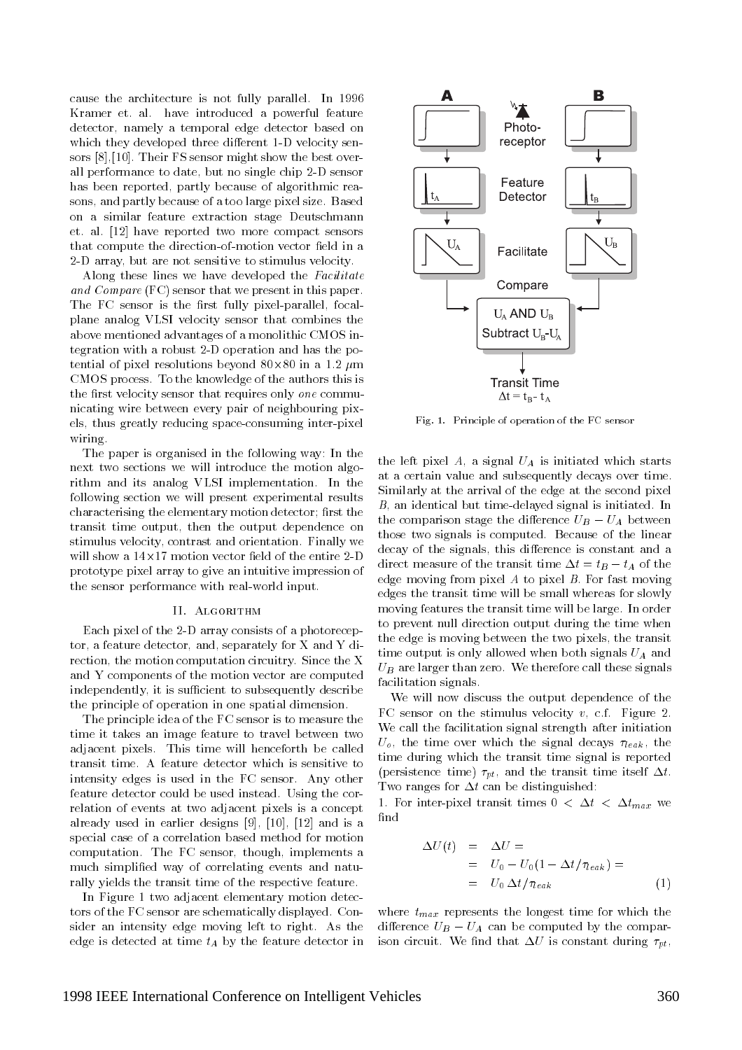cause the architecture is not fully parallel. In 1996 Kramer et. al. have introduced a powerful feature detector, namely a temporal edge detector based on which they developed three different 1-D velocity sensors [8],[10]. Their FS sensor might show the best overall performance to date, but no single chip 2-D sensor has been reported, partly because of algorithmic reasons, and partly because of a too large pixel size. Based on a similar feature extraction stage Deutschmann et. al. [12] have reported two more compact sensors that compute the direction-of-motion vector field in a 2-D array, but are not sensitive to stimulus velocity.

Along these lines we have developed the *Facilitate and Compare* (FC) sensor that we present in this paper. The FC sensor is the first fully pixel-parallel, focal-plane analog VLSI velocity sensor that combines the above mentioned advantages of a monolithic CMOS integration with a robust 2-D operation and has the potential of pixel resolutions beyond 80×80 in a 1.2 $\mu$m CMOS process. To the knowledge of the authors this is the first velocity sensor that requires only *one* communicating wire between every pair of neighbouring pixels, thus greatly reducing space-consuming inter-pixel wiring.

The paper is organised in the following way: In the next two sections we will introduce the motion algorithm and its analog VLSI implementation. In the following section we will present experimental results characterising the elementary motion detector; first the transit time output, then the output dependence on stimulus velocity, contrast and orientation. Finally we will show a 14×17 motion vector field of the entire 2-D prototype pixel array to give an intuitive impression of the sensor performance with real-world input.

## II. Algorithm

Each pixel of the 2-D array consists of a photoreceptor, a feature detector, and, separately for X and Y direction, the motion computation circuitry. Since the X and Y components of the motion vector are computed independently, it is sufficient to subsequently describe the principle of operation in one spatial dimension.

The principle idea of the FC sensor is to measure the time it takes an image feature to travel between two adjacent pixels. This time will henceforth be called transit time. A feature detector which is sensitive to intensity edges is used in the FC sensor. Any other feature detector could be used instead. Using the correlation of events at two adjacent pixels is a concept already used in earlier designs [9], [10], [12] and is a special case of a correlation based method for motion computation. The FC sensor, though, implements a much simplified way of correlating events and naturally yields the transit time of the respective feature.

In Figure 1 two adjacent elementary motion detectors of the FC sensor are schematically displayed. Consider an intensity edge moving left to right. As the edge is detected at time $t_A$ by the feature detector in the left pixel $A$, a signal $U_A$ is initiated which starts at a certain value and subsequently decays over time. Similarly at the arrival of the edge at the second pixel $B$, an identical but time-delayed signal is initiated. In the comparison stage the difference $U_B - U_A$ between those two signals is computed. Because of the linear decay of the signals, this difference is constant and a direct measure of the transit time $\Delta t = t_B - t_A$ of the edge moving from pixel $A$ to pixel $B$. For fast moving edges the transit time will be small whereas for slowly moving features the transit time will be large. In order to prevent null direction output during the time when the edge is moving between the two pixels, the transit time output is only allowed when both signals $U_A$ and $U_B$ are larger than zero. We therefore call these signals facilitation signals.

Fig. 1. Principle of operation of the FC sensor

We will now discuss the output dependence of the FC sensor on the stimulus velocity $v$, c.f. Figure 2. We call the facilitation signal strength after initiation $U_o$, the time over which the signal decays $\tau_{leak}$, the time during which the transit time signal is reported (persistence time) $\tau_{pt}$, and the transit time itself $\Delta t$. Two ranges for $\Delta t$ can be distinguished:

1. For inter-pixel transit times $0 < \Delta t < \Delta t_{max}$ we find

$$
\begin{aligned}
\Delta U(t) &= \Delta U = \\
&= U_0 - U_0(1 - \Delta t/\tau_{leak}) = \\
&= U_0 \, \Delta t/\tau_{leak}
\end{aligned}
\tag{1}
$$

where $t_{max}$ represents the longest time for which the difference $U_B - U_A$ can be computed by the comparison circuit. We find that $\Delta U$ is constant during $\tau_{pt}$,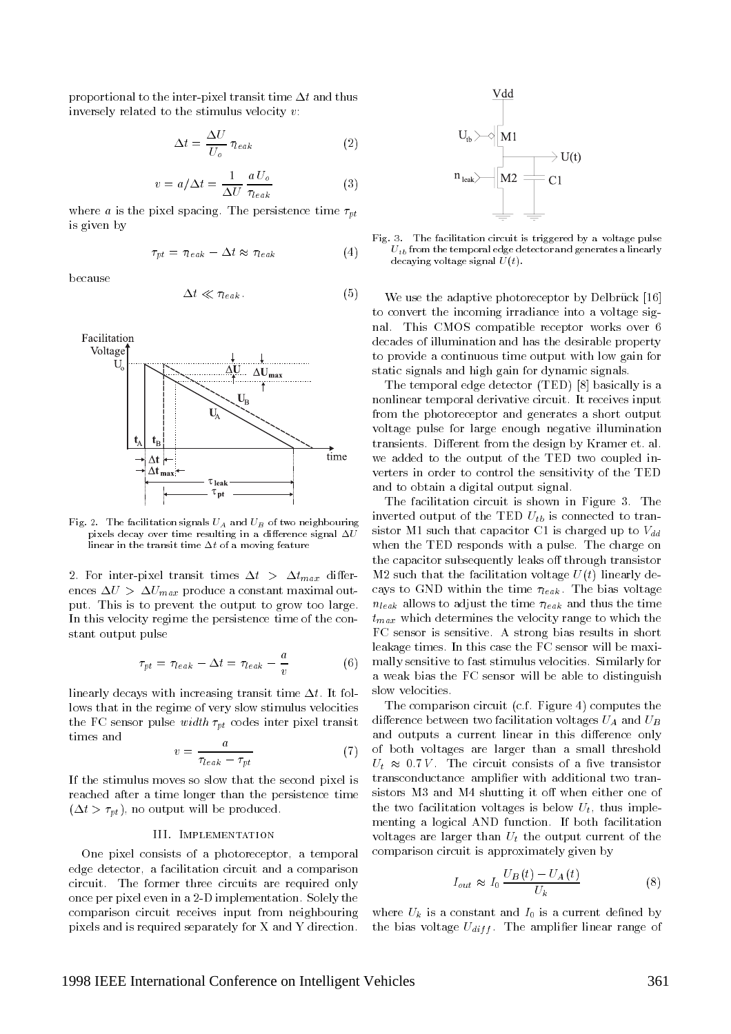proportional to the inter-pixel transit time $\Delta t$ and thus inversely related to the stimulus velocity $v$:

$$\Delta t = \frac{\Delta U}{U_o} \tau_{leak} \tag{2}$$

$$v = a/\Delta t = \frac{1}{\Delta U} \frac{a\, U_o}{\tau_{leak}} \tag{3}$$

where $a$ is the pixel spacing. The persistence time $\tau_{pt}$ is given by

$$\tau_{pt} = \tau_{leak} - \Delta t \approx \tau_{leak} \tag{4}$$

because

$$\Delta t \ll \tau_{leak}. \tag{5}$$

Fig. 2. The facilitation signals $U_A$ and $U_B$ of two neighbouring pixels decay over time resulting in a difference signal $\Delta U$ linear in the transit time $\Delta t$ of a moving feature

2. For inter-pixel transit times $\Delta t > \Delta t_{max}$ differences $\Delta U > \Delta U_{max}$ produce a constant maximal output. This is to prevent the output to grow too large. In this velocity regime the persistence time of the constant output pulse

$$\tau_{pt} = \tau_{leak} - \Delta t = \tau_{leak} - \frac{a}{v} \tag{6}$$

linearly decays with increasing transit time $\Delta t$. It follows that in the regime of very slow stimulus velocities the FC sensor pulse *width* $\tau_{pt}$ codes inter pixel transit times and

$$v = \frac{a}{\tau_{leak} - \tau_{pt}} \tag{7}$$

If the stimulus moves so slow that the second pixel is reached after a time longer than the persistence time ($\Delta t > \tau_{pt}$), no output will be produced.

## III. Implementation

One pixel consists of a photoreceptor, a temporal edge detector, a facilitation circuit and a comparison circuit. The former three circuits are required only once per pixel even in a 2-D implementation. Solely the comparison circuit receives input from neighbouring pixels and is required separately for X and Y direction.

Fig. 3. The facilitation circuit is triggered by a voltage pulse $U_{tb}$ from the temporal edge detector and generates a linearly decaying voltage signal $U(t)$.

We use the adaptive photoreceptor by Delbrück [16] to convert the incoming irradiance into a voltage signal. This CMOS compatible receptor works over 6 decades of illumination and has the desirable property to provide a continuous time output with low gain for static signals and high gain for dynamic signals.

The temporal edge detector (TED) [8] basically is a nonlinear temporal derivative circuit. It receives input from the photoreceptor and generates a short output voltage pulse for large enough negative illumination transients. Different from the design by Kramer et. al. we added to the output of the TED two coupled inverters in order to control the sensitivity of the TED and to obtain a digital output signal.

The facilitation circuit is shown in Figure 3. The inverted output of the TED $U_{tb}$ is connected to transistor M1 such that capacitor C1 is charged up to $V_{dd}$ when the TED responds with a pulse. The charge on the capacitor subsequently leaks off through transistor M2 such that the facilitation voltage $U(t)$ linearly decays to GND within the time $\tau_{leak}$. The bias voltage $n_{leak}$ allows to adjust the time $\tau_{leak}$ and thus the time $t_{max}$ which determines the velocity range to which the FC sensor is sensitive. A strong bias results in short leakage times. In this case the FC sensor will be maximally sensitive to fast stimulus velocities. Similarly for a weak bias the FC sensor will be able to distinguish slow velocities.

The comparison circuit (c.f. Figure 4) computes the difference between two facilitation voltages $U_A$ and $U_B$ and outputs a current linear in this difference only of both voltages are larger than a small threshold $U_t \approx 0.7\,V$. The circuit consists of a five transistor transconductance amplifier with additional two transistors M3 and M4 shutting it off when either one of the two facilitation voltages is below $U_t$, thus implementing a logical AND function. If both facilitation voltages are larger than $U_t$ the output current of the comparison circuit is approximately given by

$$I_{out} \approx I_0 \frac{U_B(t) - U_A(t)}{U_k} \tag{8}$$

where $U_k$ is a constant and $I_0$ is a current defined by the bias voltage $U_{diff}$. The amplifier linear range of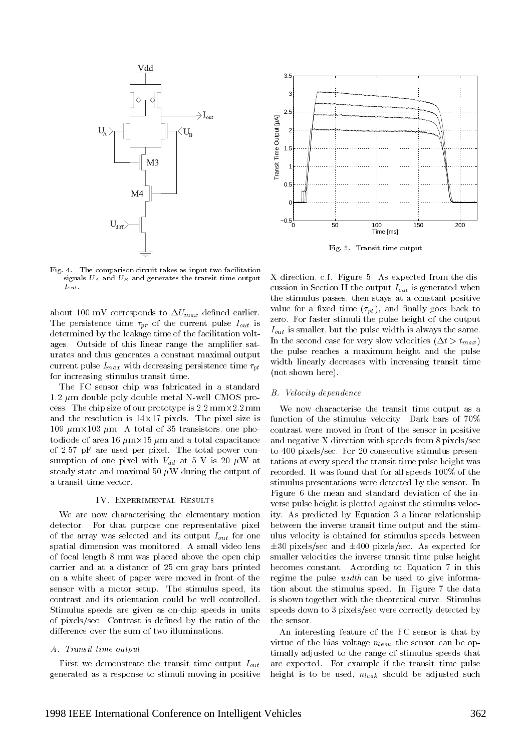Fig. 4. The comparison circuit takes as input two facilitation signals $U_A$ and $U_B$ and generates the transit time output $I_{out}$.

Fig. 5. Transit time output

about 100 mV corresponds to $\Delta U_{max}$ defined earlier. The persistence time $\tau_{pr}$ of the current pulse $I_{out}$ is determined by the leakage time of the facilitation voltages. Outside of this linear range the amplifier saturates and thus generates a constant maximal output current pulse $I_{max}$ with decreasing persistence time $\tau_{pt}$ for increasing stimulus transit time.

The FC sensor chip was fabricated in a standard 1.2 $\mu$m double poly double metal N-well CMOS process. The chip size of our prototype is 2.2 mm$\times$2.2 mm and the resolution is 14$\times$17 pixels. The pixel size is 109 $\mu$m$\times$103 $\mu$m. A total of 35 transistors, one photodiode of area 16 $\mu$m$\times$15 $\mu$m and a total capacitance of 2.57 pF are used per pixel. The total power consumption of one pixel with $V_{dd}$ at 5 V is 20 $\mu$W at steady state and maximal 50 $\mu$W during the output of a transit time vector.

## IV. Experimental Results

We are now characterising the elementary motion detector. For that purpose one representative pixel of the array was selected and its output $I_{out}$ for one spatial dimension was monitored. A small video lens of focal length 8 mm was placed above the open chip carrier and at a distance of 25 cm gray bars printed on a white sheet of paper were moved in front of the sensor with a motor setup. The stimulus speed, its contrast and its orientation could be well controlled. Stimulus speeds are given as on-chip speeds in units of pixels/sec. Contrast is defined by the ratio of the difference over the sum of two illuminations.

### A. Transit time output

First we demonstrate the transit time output $I_{out}$ generated as a response to stimuli moving in positive X direction, c.f. Figure 5. As expected from the discussion in Section II the output $I_{out}$ is generated when the stimulus passes, then stays at a constant positive value for a fixed time ($\tau_{pt}$), and finally goes back to zero. For faster stimuli the pulse height of the output $I_{out}$ is smaller, but the pulse width is always the same. In the second case for very slow velocities ($\Delta t > t_{max}$) the pulse reaches a maximum height and the pulse width linearly decreases with increasing transit time (not shown here).

### B. Velocity dependence

We now characterise the transit time output as a function of the stimulus velocity. Dark bars of 70% contrast were moved in front of the sensor in positive and negative X direction with speeds from 8 pixels/sec to 400 pixels/sec. For 20 consecutive stimulus presentations at every speed the transit time pulse height was recorded. It was found that for all speeds 100% of the stimulus presentations were detected by the sensor. In Figure 6 the mean and standard deviation of the inverse pulse height is plotted against the stimulus velocity. As predicted by Equation 3 a linear relationship between the inverse transit time output and the stimulus velocity is obtained for stimulus speeds between $\pm$30 pixels/sec and $\pm$400 pixels/sec. As expected for smaller velocities the inverse transit time pulse height becomes constant. According to Equation 7 in this regime the pulse *width* can be used to give information about the stimulus speed. In Figure 7 the data is shown together with the theoretical curve. Stimulus speeds down to 3 pixels/sec were correctly detected by the sensor.

An interesting feature of the FC sensor is that by virtue of the bias voltage $n_{leak}$ the sensor can be optimally adjusted to the range of stimulus speeds that are expected. For example if the transit time pulse height is to be used, $n_{leak}$ should be adjusted such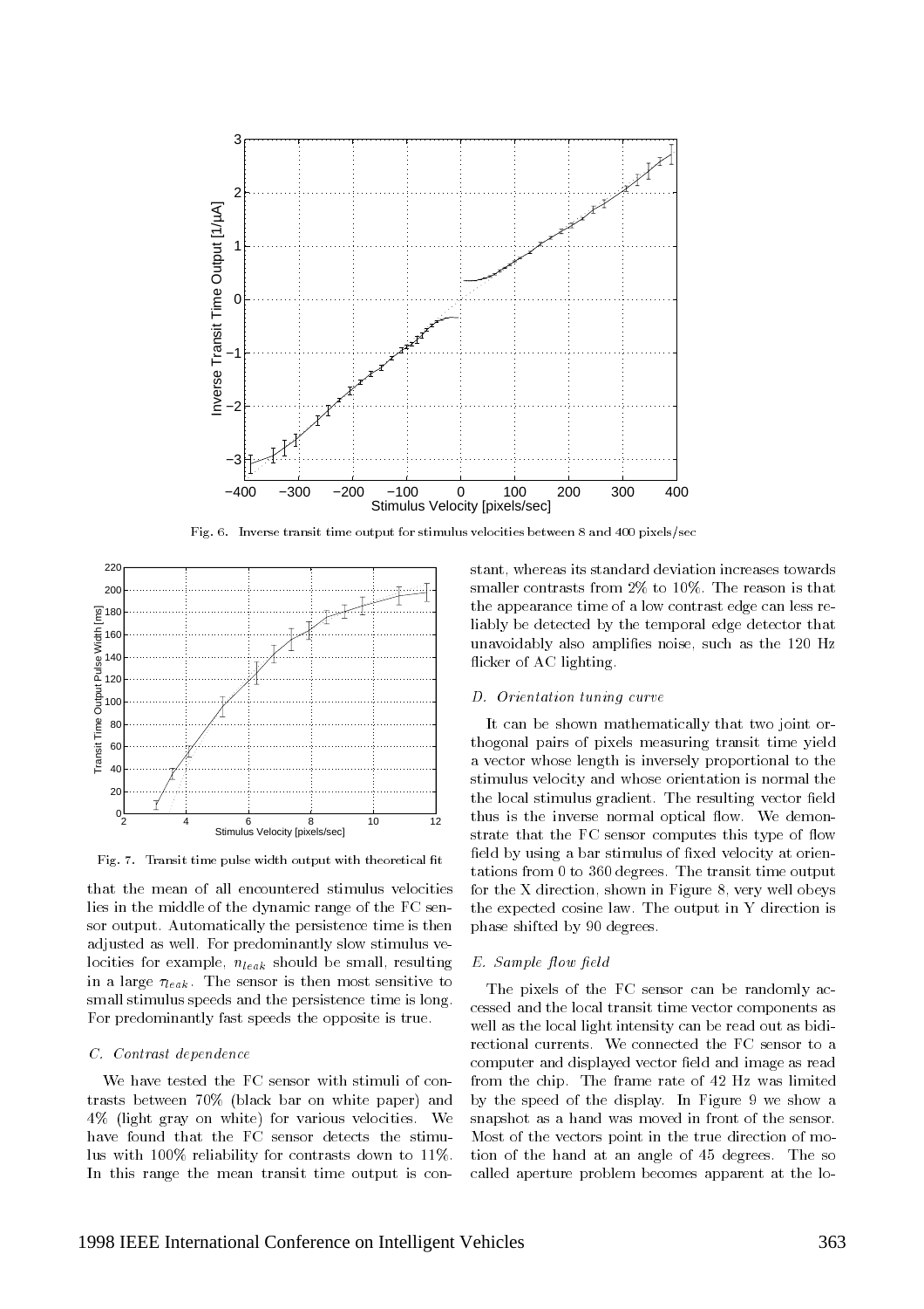Fig. 6. Inverse transit time output for stimulus velocities between 8 and 400 pixels/sec

Fig. 7. Transit time pulse width output with theoretical fit

that the mean of all encountered stimulus velocities lies in the middle of the dynamic range of the FC sensor output. Automatically the persistence time is then adjusted as well. For predominantly slow stimulus velocities for example, $n_{leak}$ should be small, resulting in a large $\tau_{leak}$. The sensor is then most sensitive to small stimulus speeds and the persistence time is long. For predominantly fast speeds the opposite is true.

### C. Contrast dependence

We have tested the FC sensor with stimuli of contrasts between 70% (black bar on white paper) and 4% (light gray on white) for various velocities. We have found that the FC sensor detects the stimulus with 100% reliability for contrasts down to 11%. In this range the mean transit time output is constant, whereas its standard deviation increases towards smaller contrasts from 2% to 10%. The reason is that the appearance time of a low contrast edge can less reliably be detected by the temporal edge detector that unavoidably also amplifies noise, such as the 120 Hz flicker of AC lighting.

### D. Orientation tuning curve

It can be shown mathematically that two joint orthogonal pairs of pixels measuring transit time yield a vector whose length is inversely proportional to the stimulus velocity and whose orientation is normal the the local stimulus gradient. The resulting vector field thus is the inverse normal optical flow. We demonstrate that the FC sensor computes this type of flow field by using a bar stimulus of fixed velocity at orientations from 0 to 360 degrees. The transit time output for the X direction, shown in Figure 8, very well obeys the expected cosine law. The output in Y direction is phase shifted by 90 degrees.

### E. Sample flow field

The pixels of the FC sensor can be randomly accessed and the local transit time vector components as well as the local light intensity can be read out as bidirectional currents. We connected the FC sensor to a computer and displayed vector field and image as read from the chip. The frame rate of 42 Hz was limited by the speed of the display. In Figure 9 we show a snapshot as a hand was moved in front of the sensor. Most of the vectors point in the true direction of motion of the hand at an angle of 45 degrees. The so called aperture problem becomes apparent at the lo-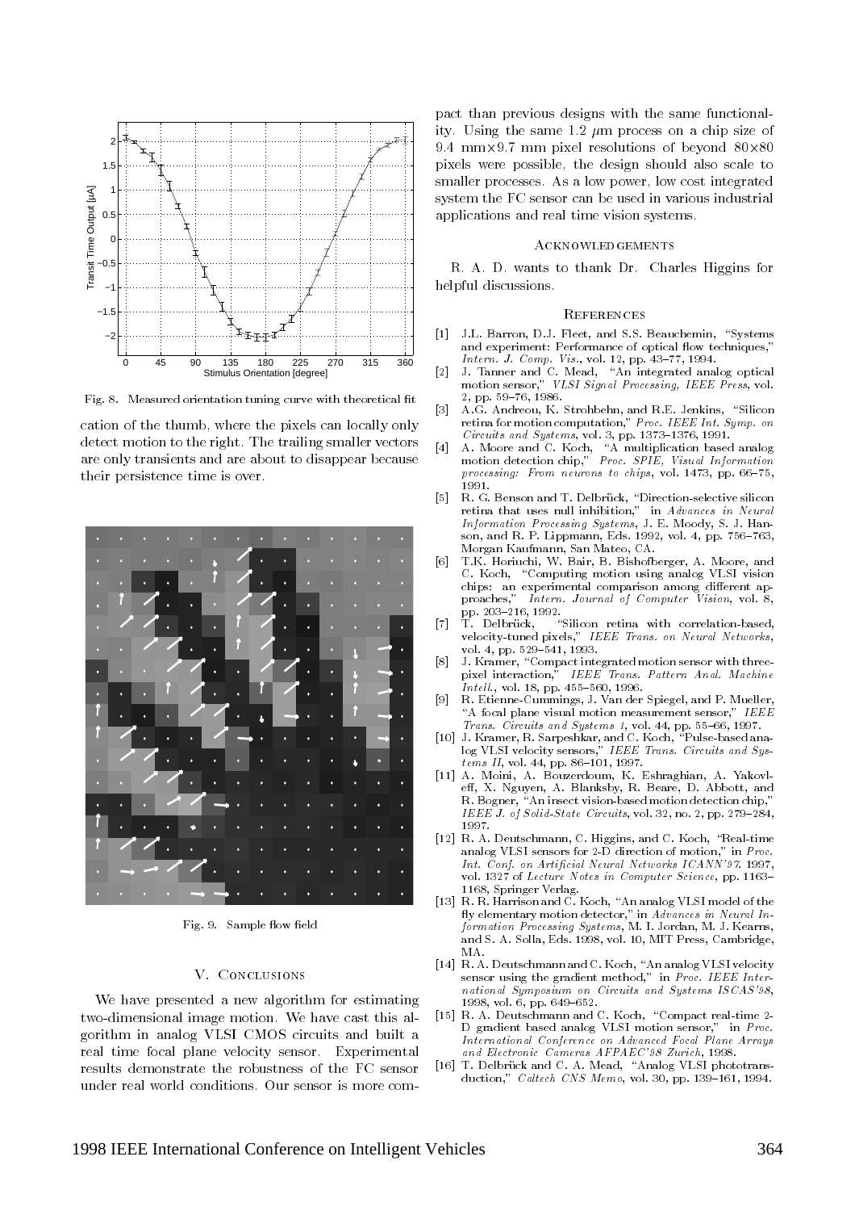Transit Time Output [μA]

2
1.5
1
0.5
0
−0.5
−1
−1.5
−2

0 45 90 135 180 225 270 315 360

Stimulus Orientation [degree]

Fig. 8. Measured orientation tuning curve with theoretical fit

cation of the thumb, where the pixels can locally only detect motion to the right. The trailing smaller vectors are only transients and are about to disappear because their persistence time is over.

Fig. 9. Sample flow field

## V. Conclusions

We have presented a new algorithm for estimating two-dimensional image motion. We have cast this algorithm in analog VLSI CMOS circuits and built a real time focal plane velocity sensor. Experimental results demonstrate the robustness of the FC sensor under real world conditions. Our sensor is more compact than previous designs with the same functionality. Using the same 1.2 $\mu$m process on a chip size of 9.4 mm×9.7 mm pixel resolutions of beyond 80×80 pixels were possible, the design should also scale to smaller processes. As a low power, low cost integrated system the FC sensor can be used in various industrial applications and real time vision systems.

## Acknowledgements

R. A. D. wants to thank Dr. Charles Higgins for helpful discussions.

## References

[1] J.L. Barron, D.J. Fleet, and S.S. Beauchemin, "Systems and experiment: Performance of optical flow techniques," *Intern. J. Comp. Vis.*, vol. 12, pp. 43–77, 1994.

[2] J. Tanner and C. Mead, "An integrated analog optical motion sensor," *VLSI Signal Processing, IEEE Press*, vol. 2, pp. 59–76, 1986.

[3] A.G. Andreou, K. Strohbehn, and R.E. Jenkins, "Silicon retina for motion computation," *Proc. IEEE Int. Symp. on Circuits and Systems*, vol. 3, pp. 1373–1376, 1991.

[4] A. Moore and C. Koch, "A multiplication based analog motion detection chip," *Proc. SPIE, Visual Information processing: From neurons to chips*, vol. 1473, pp. 66–75, 1991.

[5] R. G. Benson and T. Delbrück, "Direction-selective silicon retina that uses null inhibition," in *Advances in Neural Information Processing Systems*, J. E. Moody, S. J. Hanson, and R. P. Lippmann, Eds. 1992, vol. 4, pp. 756–763, Morgan Kaufmann, San Mateo, CA.

[6] T.K. Horiuchi, W. Bair, B. Bishofberger, A. Moore, and C. Koch, "Computing motion using analog VLSI vision chips: an experimental comparison among different approaches," *Intern. Journal of Computer Vision*, vol. 8, pp. 203–216, 1992.

[7] T. Delbrück, "Silicon retina with correlation-based, velocity-tuned pixels," *IEEE Trans. on Neural Networks*, vol. 4, pp. 529–541, 1993.

[8] J. Kramer, "Compact integrated motion sensor with three-pixel interaction," *IEEE Trans. Pattern Anal. Machine Intell.*, vol. 18, pp. 455–560, 1996.

[9] R. Etienne-Cummings, J. Van der Spiegel, and P. Mueller, "A focal plane visual motion measurement sensor," *IEEE Trans. Circuits and Systems I*, vol. 44, pp. 55–66, 1997.

[10] J. Kramer, R. Sarpeshkar, and C. Koch, "Pulse-based analog VLSI velocity sensors," *IEEE Trans. Circuits and Systems II*, vol. 44, pp. 86–101, 1997.

[11] A. Moini, A. Bouzerdoum, K. Eshraghian, A. Yakovleff, X. Nguyen, A. Blanksby, R. Beare, D. Abbott, and R. Bogner, "An insect vision-based motion detection chip," *IEEE J. of Solid-State Circuits*, vol. 32, no. 2, pp. 279–284, 1997.

[12] R. A. Deutschmann, C. Higgins, and C. Koch, "Real-time analog VLSI sensors for 2-D direction of motion," in *Proc. Int. Conf. on Artificial Neural Networks ICANN'97*. 1997, vol. 1327 of *Lecture Notes in Computer Science*, pp. 1163–1168, Springer Verlag.

[13] R. R. Harrison and C. Koch, "An analog VLSI model of the fly elementary motion detector," in *Advances in Neural Information Processing Systems*, M. I. Jordan, M. J. Kearns, and S. A. Solla, Eds. 1998, vol. 10, MIT Press, Cambridge, MA.

[14] R. A. Deutschmann and C. Koch, "An analog VLSI velocity sensor using the gradient method," in *Proc. IEEE International Symposium on Circuits and Systems ISCAS'98*, 1998, vol. 6, pp. 649–652.

[15] R. A. Deutschmann and C. Koch, "Compact real-time 2-D gradient based analog VLSI motion sensor," in *Proc. International Conference on Advanced Focal Plane Arrays and Electronic Cameras AFPAEC'98 Zurich*, 1998.

[16] T. Delbrück and C. A. Mead, "Analog VLSI phototransduction," *Caltech CNS Memo*, vol. 30, pp. 139–161, 1994.